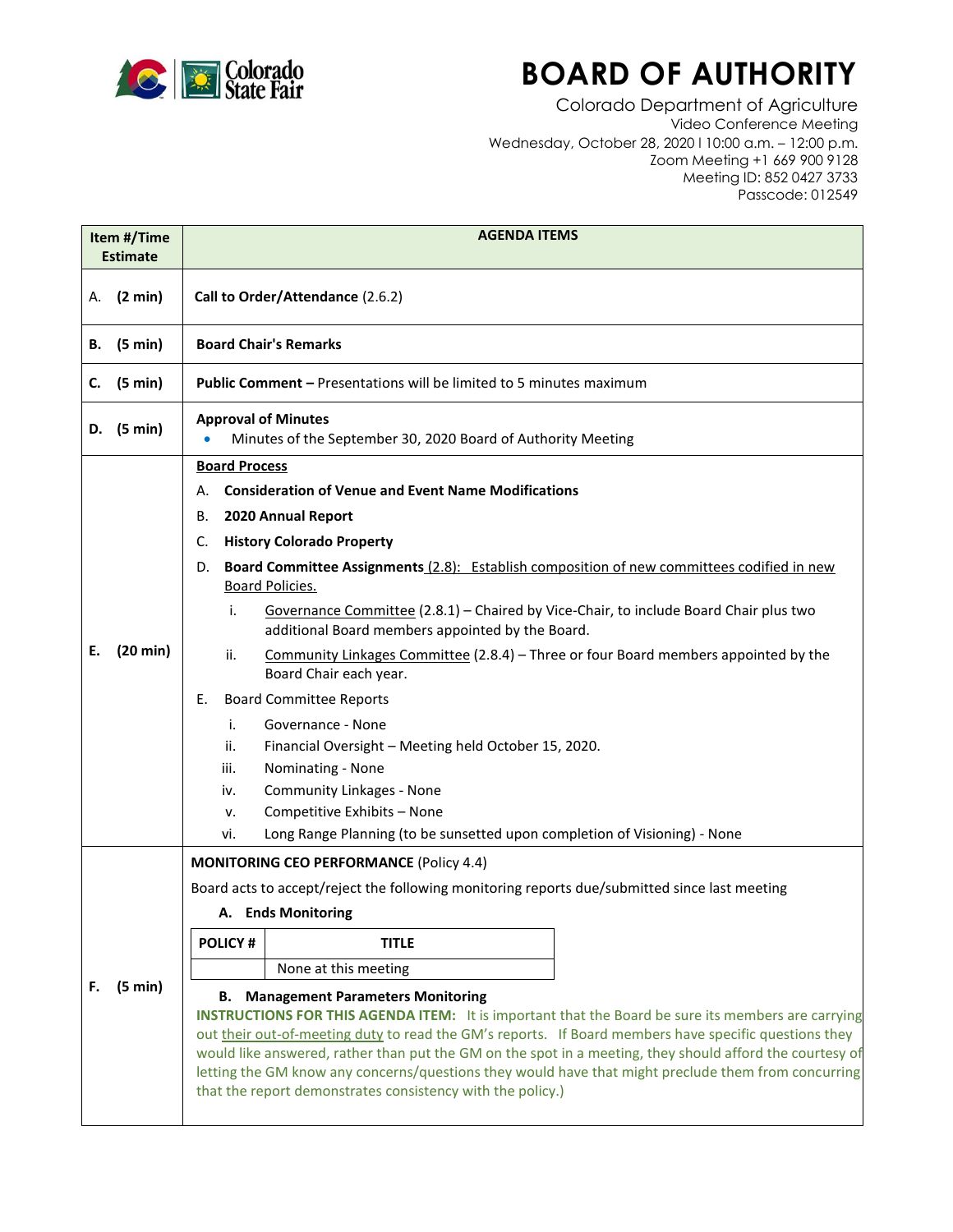# BOARD OF AUTHORITY

Colorado Department of Agriculture
Video Conference Meeting
Wednesday, October 28, 2020 l 10:00 a.m. – 12:00 p.m.
Zoom Meeting +1 669 900 9128
Meeting ID: 852 0427 3733
Passcode: 012549

| Item #/Time Estimate | AGENDA ITEMS |
|---|---|
| A. **(2 min)** | **Call to Order/Attendance** (2.6.2) |
| **B. (5 min)** | **Board Chair's Remarks** |
| **C. (5 min)** | **Public Comment –** Presentations will be limited to 5 minutes maximum |
| **D. (5 min)** | **Approval of Minutes**<br>• Minutes of the September 30, 2020 Board of Authority Meeting |
| **E. (20 min)** | **Board Process**<br>A. **Consideration of Venue and Event Name Modifications**<br>B. **2020 Annual Report**<br>C. **History Colorado Property**<br>D. **Board Committee Assignments** (2.8): Establish composition of new committees codified in new Board Policies.<br>i. Governance Committee (2.8.1) – Chaired by Vice-Chair, to include Board Chair plus two additional Board members appointed by the Board.<br>ii. Community Linkages Committee (2.8.4) – Three or four Board members appointed by the Board Chair each year.<br>E. Board Committee Reports<br>i. Governance - None<br>ii. Financial Oversight – Meeting held October 15, 2020.<br>iii. Nominating - None<br>iv. Community Linkages - None<br>v. Competitive Exhibits – None<br>vi. Long Range Planning (to be sunsetted upon completion of Visioning) - None |
| **F. (5 min)** | **MONITORING CEO PERFORMANCE** (Policy 4.4)<br>Board acts to accept/reject the following monitoring reports due/submitted since last meeting<br>**A. Ends Monitoring**<br>**POLICY #** \| **TITLE**: None at this meeting<br>**B. Management Parameters Monitoring**<br>**INSTRUCTIONS FOR THIS AGENDA ITEM:** It is important that the Board be sure its members are carrying out their out-of-meeting duty to read the GM's reports. If Board members have specific questions they would like answered, rather than put the GM on the spot in a meeting, they should afford the courtesy of letting the GM know any concerns/questions they would have that might preclude them from concurring that the report demonstrates consistency with the policy.) |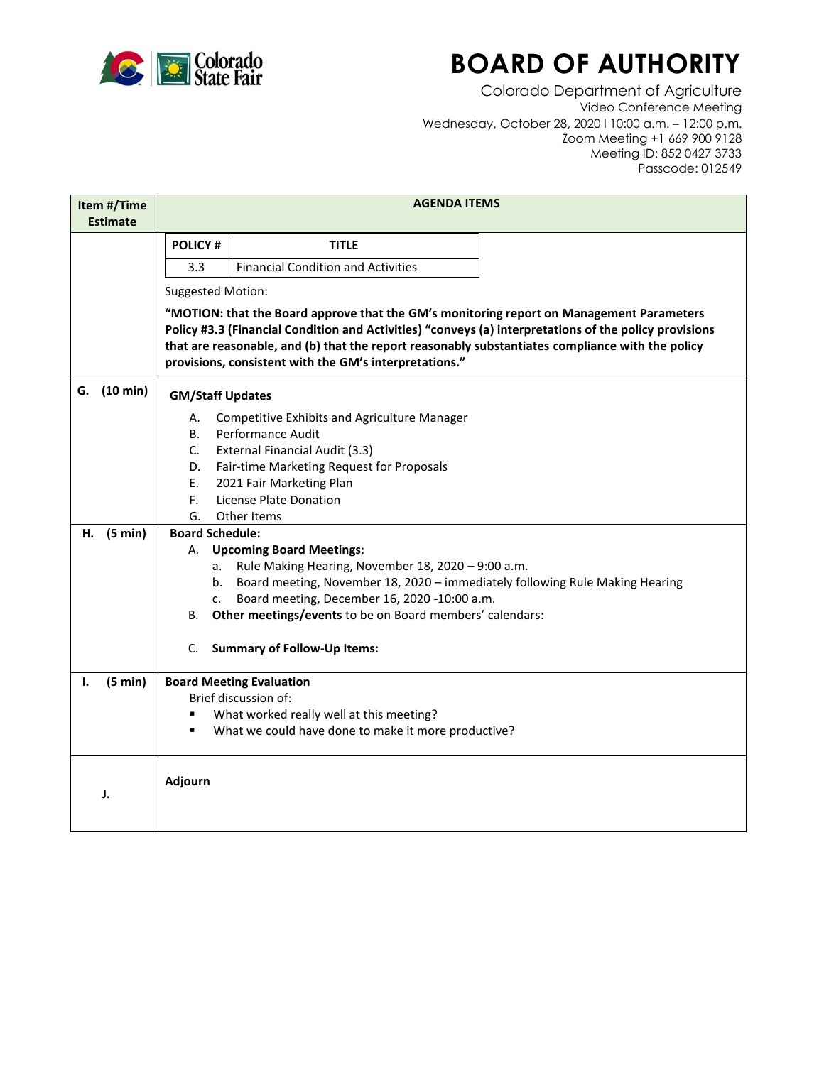# BOARD OF AUTHORITY

Colorado Department of Agriculture
Video Conference Meeting
Wednesday, October 28, 2020 l 10:00 a.m. – 12:00 p.m.
Zoom Meeting +1 669 900 9128
Meeting ID: 852 0427 3733
Passcode: 012549

| Item #/Time Estimate | AGENDA ITEMS |
|---|---|
| | **POLICY #** 3.3 — **TITLE** Financial Condition and Activities<br><br>Suggested Motion:<br><br>**"MOTION: that the Board approve that the GM's monitoring report on Management Parameters Policy #3.3 (Financial Condition and Activities) "conveys (a) interpretations of the policy provisions that are reasonable, and (b) that the report reasonably substantiates compliance with the policy provisions, consistent with the GM's interpretations."** |
| **G. (10 min)** | **GM/Staff Updates**<br>A. Competitive Exhibits and Agriculture Manager<br>B. Performance Audit<br>C. External Financial Audit (3.3)<br>D. Fair-time Marketing Request for Proposals<br>E. 2021 Fair Marketing Plan<br>F. License Plate Donation<br>G. Other Items |
| **H. (5 min)** | **Board Schedule:**<br>A. **Upcoming Board Meetings**:<br>a. Rule Making Hearing, November 18, 2020 – 9:00 a.m.<br>b. Board meeting, November 18, 2020 – immediately following Rule Making Hearing<br>c. Board meeting, December 16, 2020 -10:00 a.m.<br>B. **Other meetings/events** to be on Board members' calendars:<br><br>C. **Summary of Follow-Up Items:** |
| **I. (5 min)** | **Board Meeting Evaluation**<br>Brief discussion of:<br>▪ What worked really well at this meeting?<br>▪ What we could have done to make it more productive? |
| **J.** | **Adjourn** |